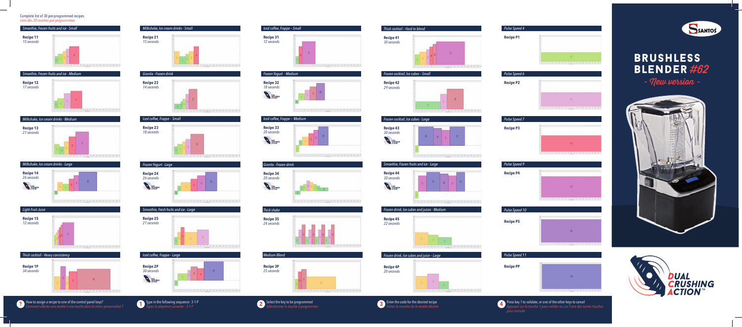Complete list of 30 pre-programmed recipes
*Liste des 30 recettes pré-programmées*

*Smoothie, Frozen fruits and ice - Small*
**Recipe 11**
*15 seconds*

*Smoothie, Frozen fruits and ice - Medium*
**Recipe 12**
*17 seconds*

*Milkshake, Ice cream drinks - Medium*
**Recipe 13**
*21 seconds*

*Milkshake, Ice cream drinks - Large*
**Recipe 14**
*26 seconds*

*Light Fruit Juice*
**Recipe 15**
*12 seconds*

*Thick cocktail - Heavy consistency*
**Recipe 1P**
*34 seconds*

*Milkshake, Ice cream drinks - Small*
**Recipe 21**
*15 seconds*

*Granita - Frozen drink*
**Recipe 22**
*14 seconds*

*Iced coffee, Frappe - Small*
**Recipe 23**
*18 seconds*

*Frozen Yogurt - Large*
**Recipe 24**
*26 seconds*

*Smoothie, Fresh fruits and ice - Large*
**Recipe 25**
*21 seconds*

*Iced coffee, Frappe - Large*
**Recipe 2P**
*30 seconds*

*Iced coffee, Frappe - Small*
**Recipe 31**
*12 seconds*

*Frozen Yogurt - Medium*
**Recipe 32**
*18 seconds*

*Iced coffee, Frappe - Medium*
**Recipe 33**
*20 seconds*

*Granita - Frozen drink*
**Recipe 34**
*20 seconds*

*Thick shake*
**Recipe 35**
*24 seconds*

*Medium Blend*
**Recipe 3P**
*25 seconds*

*Thick cocktail - Hard to blend*
**Recipe 41**
*30 seconds*

*Frozen cocktail, Ice cubes - Small*
**Recipe 42**
*29 seconds*

*Frozen cocktail, Ice cubes - Large*
**Recipe 43**
*30 seconds*

*Smoothie, Frozen fruits and ice - Large*
**Recipe 44**
*30 seconds*

*Frozen drink, Ice cubes and juices - Medium*
**Recipe 45**
*22 seconds*

*Frozen drink, Ice cubes and juice - Large*
**Recipe 4P**
*20 seconds*

*Pulse Speed 4*
**Recipe P1**

*Pulse Speed 6*
**Recipe P2**

*Pulse Speed 7*
**Recipe P3**

*Pulse Speed 9*
**Recipe P4**

*Pulse Speed 10*
**Recipe P5**

*Pulse Speed 11*
**Recipe PP**

SANTOS

# BRUSHLESS BLENDER #62

- New version -

DUAL CRUSHING ACTION™

? How to assign a recipe to one of the control panel keys?
*Comment affecter une recette à une touche dans le menu personnalisé ?*

1. Type in the following sequence: 3-1-P
*Tapez la séquence suivante : 3-1-P*

2. Select the key to be programmed
*Sélectionnez la touche à programmer*

3. Enter the code for the desired recipe
*Entrez le numéro de la recette désirée*

4. Press key 1 to validate, or one of the other keys to cancel
*Appuyez sur la touche 1 pour valider ou sur l'une des autres touches pour annuler*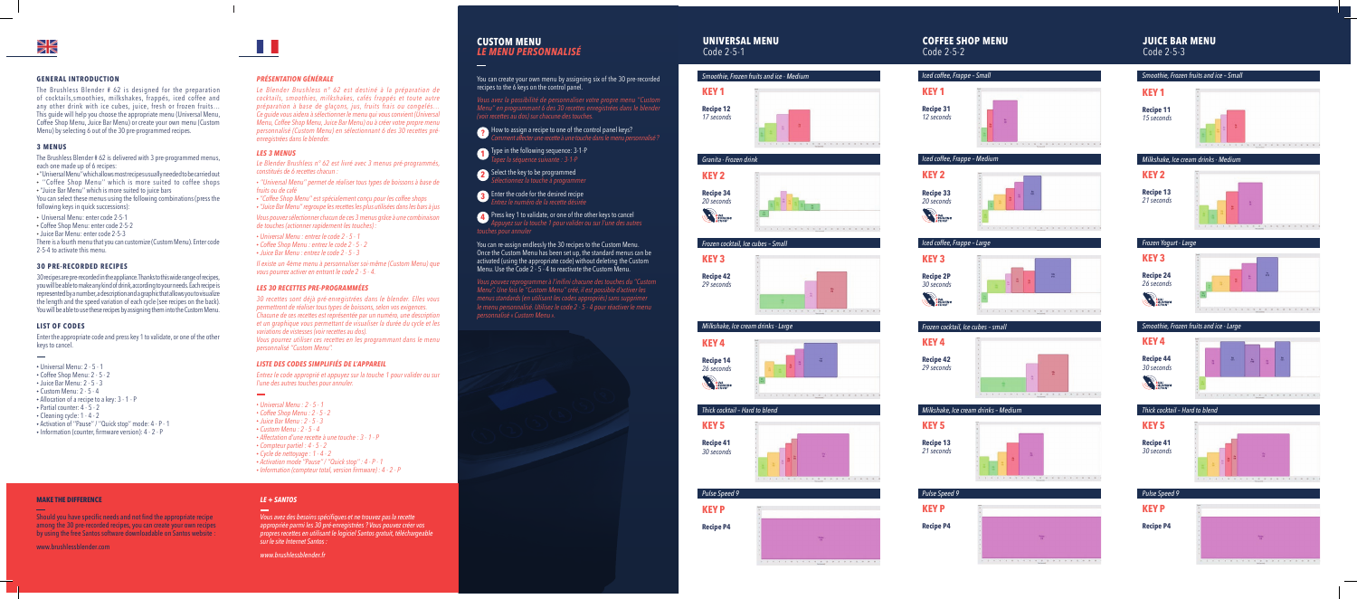### GENERAL INTRODUCTION

The Brushless Blender # 62 is designed for the preparation of cocktails,smoothies, milkshakes, frappés, iced coffee and any other drink with ice cubes, juice, fresh or frozen fruits… This guide will help you choose the appropriate menu (Universal Menu, Coffee Shop Menu, Juice Bar Menu) or create your own menu (Custom Menu) by selecting 6 out of the 30 pre-programmed recipes.

### 3 MENUS

The Brushless Blender # 62 is delivered with 3 pre-programmed menus, each one made up of 6 recipes:

- "Universal Menu" which allows most recipes usually needed to be carried out
- "Coffee Shop Menu" which is more suited to coffee shops
- "Juice Bar Menu" which is more suited to juice bars

You can select these menus using the following combinations (press the following keys in quick successions):

- Universal Menu: enter code 2-5-1
- Coffee Shop Menu: enter code 2-5-2
- Juice Bar Menu: enter code 2-5-3

There is a fourth menu that you can customize (Custom Menu). Enter code 2-5-4 to activate this menu.

### 30 PRE-RECORDED RECIPES

30 recipes are pre-recorded in the appliance. Thanks to this wide range of recipes, you will be able to make any kind of drink, according to your needs. Each recipe is represented by a number, a description and a graphic that allows you to visualize the length and the speed variation of each cycle (see recipes on the back). You will be able to use these recipes by assigning them into the Custom Menu.

### LIST OF CODES

Enter the appropriate code and press key 1 to validate, or one of the other keys to cancel.

- Universal Menu: 2 - 5 - 1
- Coffee Shop Menu: 2 - 5 - 2
- Juice Bar Menu: 2 - 5 - 3
- Custom Menu: 2 - 5 - 4
- Allocation of a recipe to a key: 3 - 1 - P
- Partial counter: 4 - 5 - 2
- Cleaning cycle: 1 - 4 - 2
- Activation of "Pause" / "Quick stop" mode: 4 - P - 1
- Information (counter, firmware version): 4 - 2 - P

### MAKE THE DIFFERENCE

**Should you have specific needs and not find the appropriate recipe among the 30 pre-recorded recipes, you can create your own recipes by using the free Santos software downloadable on Santos website :**

www.brushlessblender.com

### *PRÉSENTATION GÉNÉRALE*

*Le Blender Brushless n° 62 est destiné à la préparation de cocktails, smoothies, milkshakes, cafés frappés et toute autre préparation à base de glaçons, jus, fruits frais ou congelés… Ce guide vous aidera à sélectionner le menu qui vous convient (Universal Menu, Coffee Shop Menu, Juice Bar Menu) ou à créer votre propre menu personnalisé (Custom Menu) en sélectionnant 6 des 30 recettes pré-enregistrées dans le blender.*

### *LES 3 MENUS*

*Le Blender Brushless n° 62 est livré avec 3 menus pré-programmés, constitués de 6 recettes chacun :*

- *"Universal Menu" permet de réaliser tous types de boissons à base de fruits ou de café*
- *"Coffee Shop Menu" est spécialement conçu pour les coffee shops*
- *"Juice Bar Menu" regroupe les recettes les plus utilisées dans les bars à jus*

*Vous pouvez sélectionner chacun de ces 3 menus grâce à une combinaison de touches (actionnez rapidement les touches) :*

- *Universal Menu : entrez le code 2 · 5 · 1*
- *Coffee Shop Menu : entrez le code 2 · 5 · 2*
- *Juice Bar Menu : entrez le code 2 · 5 · 3*

*Il existe un 4ème menu à personnaliser soi-même (Custom Menu) que vous pourrez activer en entrant le code 2 · 5 · 4.*

### *LES 30 RECETTES PRÉ-PROGRAMMÉES*

*30 recettes sont déjà pré-enregistrées dans le blender. Elles vous permettent de réaliser tous types de boissons, selon vos exigences. Chacune de ces recettes est représentée par un numéro, une description et un graphique vous permettant de visualiser la durée du cycle et les variations de vitesses (voir recettes au dos).*

*Vous pourrez utiliser ces recettes en les programmant dans le menu personnalisé "Custom Menu".*

### *LISTE DES CODES SIMPLIFIÉS DE L'APPAREIL*

*Entrez le code approprié et appuyez sur la touche 1 pour valider ou sur l'une des autres touches pour annuler.*

- *Universal Menu : 2 · 5 · 1*
- *Coffee Shop Menu : 2 · 5 · 2*
- *Juice Bar Menu : 2 · 5 · 3*
- *Custom Menu : 2 · 5 · 4*
- *Affectation d'une recette à une touche : 3 · 1 · P*
- *Compteur partiel : 4 · 5 · 2*
- *Cycle de nettoyage : 1 · 4 · 2*
- *Activation mode "Pause" / "Quick stop" : 4 · P · 1*
- *Information (compteur total, version firmware) : 4 · 2 · P*

### *LE + SANTOS*

***Vous avez des besoins spécifiques et ne trouvez pas la recette appropriée parmi les 30 pré-enregistrées ? Vous pouvez créer vos propres recettes en utilisant le logiciel Santos gratuit, téléchargeable sur le site Internet Santos :***

*www.brushlessblender.fr*

## CUSTOM MENU
## *LE MENU PERSONNALISÉ*

You can create your own menu by assigning six of the 30 pre-recorded recipes to the 6 keys on the control panel.

*Vous avez la possibilité de personnaliser votre propre menu "Custom Menu" en programmant 6 des 30 recettes enregistrées dans le blender (voir recettes au dos) sur chacune des touches.*

**?** How to assign a recipe to one of the control panel keys?
*Comment affecter une recette à une touche dans le menu personnalisé ?*

1. Type in the following sequence: 3-1-P
   *Tapez la séquence suivante : 3-1-P*
2. Select the key to be programmed
   *Sélectionnez la touche à programmer*
3. Enter the code for the desired recipe
   *Entrez le numéro de la recette désirée*
4. Press key 1 to validate, or one of the other keys to cancel
   *Appuyez sur la touche 1 pour valider ou sur l'une des autres touches pour annuler*

You can re-assign endlessly the 30 recipes to the Custom Menu. Once the Custom Menu has been set up, the standard menus can be activated (using the appropriate code) without deleting the Custom Menu. Use the Code 2 - 5 - 4 to reactivate the Custom Menu.

*Vous pouvez reprogrammer à l'infini chacune des touches du "Custom Menu". Une fois le "Custom Menu" créé, il est possible d'activer les menus standards (en utilisant les codes appropriés) sans supprimer le menu personnalisé. Utilisez le code 2 · 5 · 4 pour réactiver le menu personnalisé « Custom Menu ».*

## UNIVERSAL MENU
Code 2-5-1

*Smoothie, Frozen fruits and ice - Medium*
**KEY 1**
**Recipe 12**
*17 seconds*

*Granita - Frozen drink*
**KEY 2**
**Recipe 34**
*20 seconds*

*Frozen cocktail, Ice cubes - Small*
**KEY 3**
**Recipe 42**
*29 seconds*

*Milkshake, Ice cream drinks - Large*
**KEY 4**
**Recipe 14**
*26 seconds*

*Thick cocktail – Hard to blend*
**KEY 5**
**Recipe 41**
*30 seconds*

*Pulse Speed 9*
**KEY P**
**Recipe P4**

## COFFEE SHOP MENU
Code 2-5-2

*Iced coffee, Frappe - Small*
**KEY 1**
**Recipe 31**
*12 seconds*

*Iced coffee, Frappe - Medium*
**KEY 2**
**Recipe 33**
*20 seconds*

*Iced coffee, Frappe - Large*
**KEY 3**
**Recipe 2P**
*30 seconds*

*Frozen cocktail, Ice cubes – small*
**KEY 4**
**Recipe 42**
*29 seconds*

*Milkshake, Ice cream drinks – Medium*
**KEY 5**
**Recipe 13**
*21 seconds*

*Pulse Speed 9*
**KEY P**
**Recipe P4**

## JUICE BAR MENU
Code 2-5-3

*Smoothie, Frozen fruits and ice - Small*
**KEY 1**
**Recipe 11**
*15 seconds*

*Milkshake, Ice cream drinks - Medium*
**KEY 2**
**Recipe 13**
*21 seconds*

*Frozen Yogurt - Large*
**KEY 3**
**Recipe 24**
*26 seconds*

*Smoothie, Frozen fruits and ice - Large*
**KEY 4**
**Recipe 44**
*30 seconds*

*Thick cocktail – Hard to blend*
**KEY 5**
**Recipe 41**
*30 seconds*

*Pulse Speed 9*
**KEY P**
**Recipe P4**